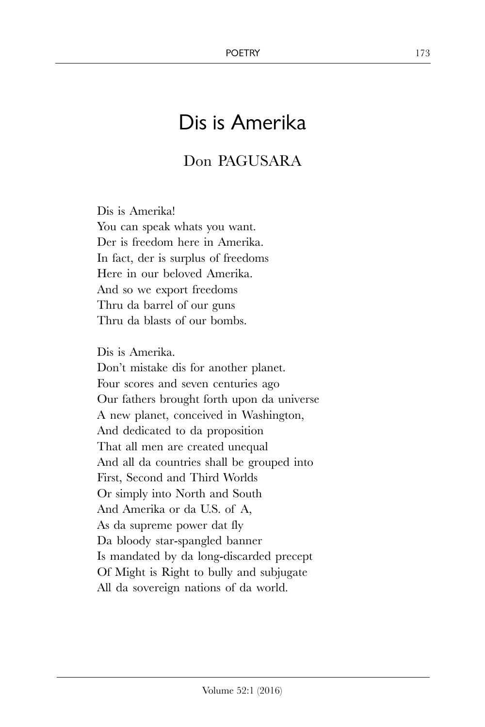# Dis is Amerika

## Don PAGUSARA

Dis is Amerika!  
You can speak whats you want.  
Der is freedom here in Amerika.  
In fact, der is surplus of freedoms  
Here in our beloved Amerika.  
And so we export freedoms  
Thru da barrel of our guns  
Thru da blasts of our bombs.

Dis is Amerika.  
Don't mistake dis for another planet.  
Four scores and seven centuries ago  
Our fathers brought forth upon da universe  
A new planet, conceived in Washington,  
And dedicated to da proposition  
That all men are created unequal  
And all da countries shall be grouped into  
First, Second and Third Worlds  
Or simply into North and South  
And Amerika or da U.S. of A,  
As da supreme power dat fly  
Da bloody star-spangled banner  
Is mandated by da long-discarded precept  
Of Might is Right to bully and subjugate  
All da sovereign nations of da world.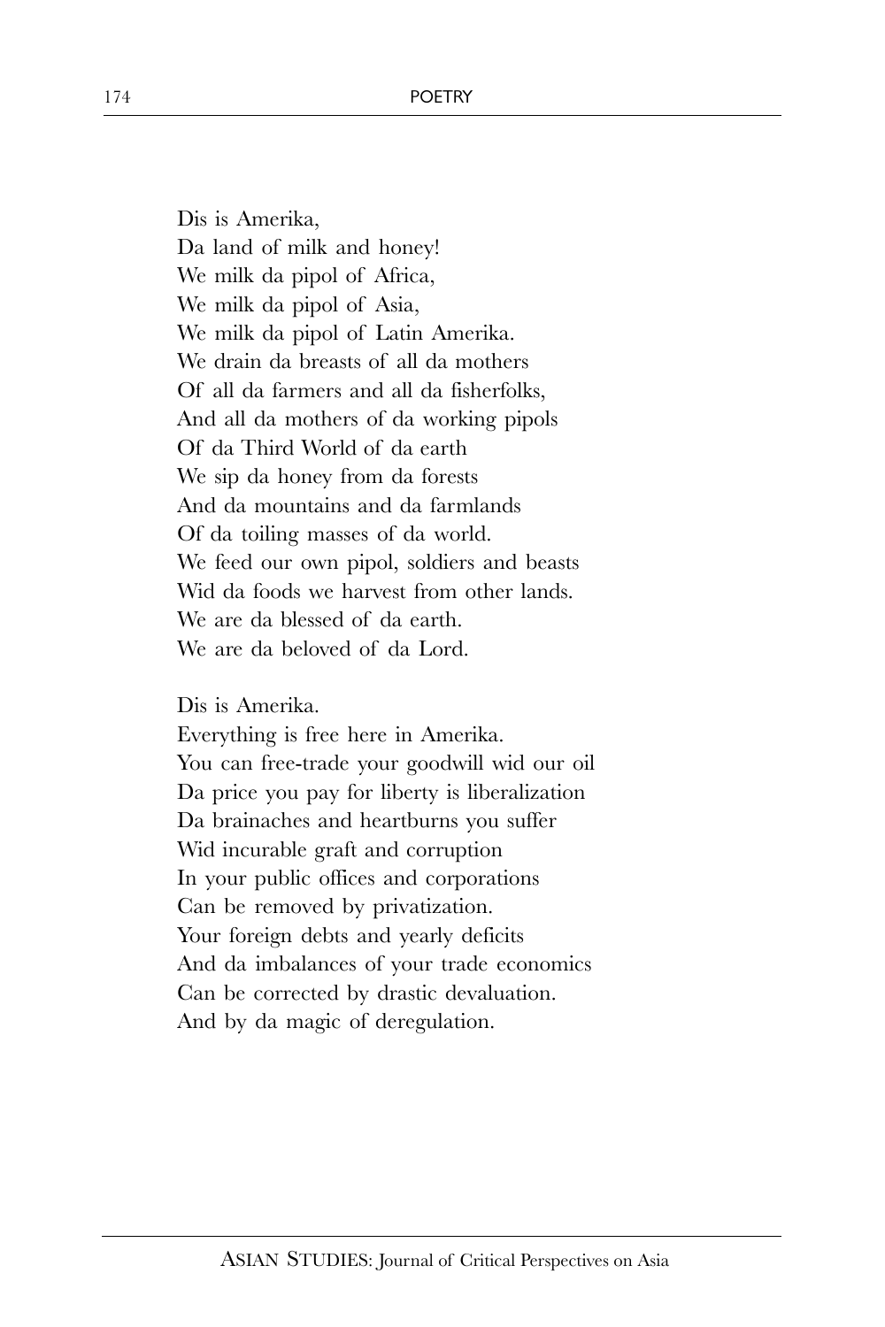Dis is Amerika,
Da land of milk and honey!
We milk da pipol of Africa,
We milk da pipol of Asia,
We milk da pipol of Latin Amerika.
We drain da breasts of all da mothers
Of all da farmers and all da fisherfolks,
And all da mothers of da working pipols
Of da Third World of da earth
We sip da honey from da forests
And da mountains and da farmlands
Of da toiling masses of da world.
We feed our own pipol, soldiers and beasts
Wid da foods we harvest from other lands.
We are da blessed of da earth.
We are da beloved of da Lord.

Dis is Amerika.
Everything is free here in Amerika.
You can free-trade your goodwill wid our oil
Da price you pay for liberty is liberalization
Da brainaches and heartburns you suffer
Wid incurable graft and corruption
In your public offices and corporations
Can be removed by privatization.
Your foreign debts and yearly deficits
And da imbalances of your trade economics
Can be corrected by drastic devaluation.
And by da magic of deregulation.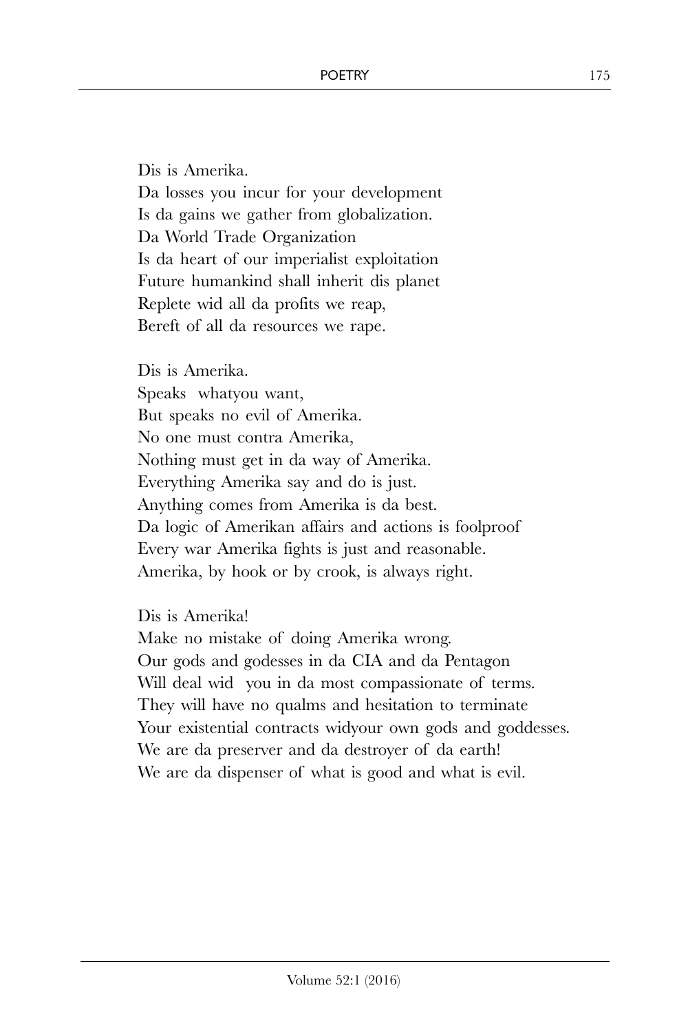Dis is Amerika.
Da losses you incur for your development
Is da gains we gather from globalization.
Da World Trade Organization
Is da heart of our imperialist exploitation
Future humankind shall inherit dis planet
Replete wid all da profits we reap,
Bereft of all da resources we rape.

Dis is Amerika.
Speaks whatyou want,
But speaks no evil of Amerika.
No one must contra Amerika,
Nothing must get in da way of Amerika.
Everything Amerika say and do is just.
Anything comes from Amerika is da best.
Da logic of Amerikan affairs and actions is foolproof
Every war Amerika fights is just and reasonable.
Amerika, by hook or by crook, is always right.

Dis is Amerika!
Make no mistake of doing Amerika wrong.
Our gods and godesses in da CIA and da Pentagon
Will deal wid you in da most compassionate of terms.
They will have no qualms and hesitation to terminate
Your existential contracts widyour own gods and goddesses.
We are da preserver and da destroyer of da earth!
We are da dispenser of what is good and what is evil.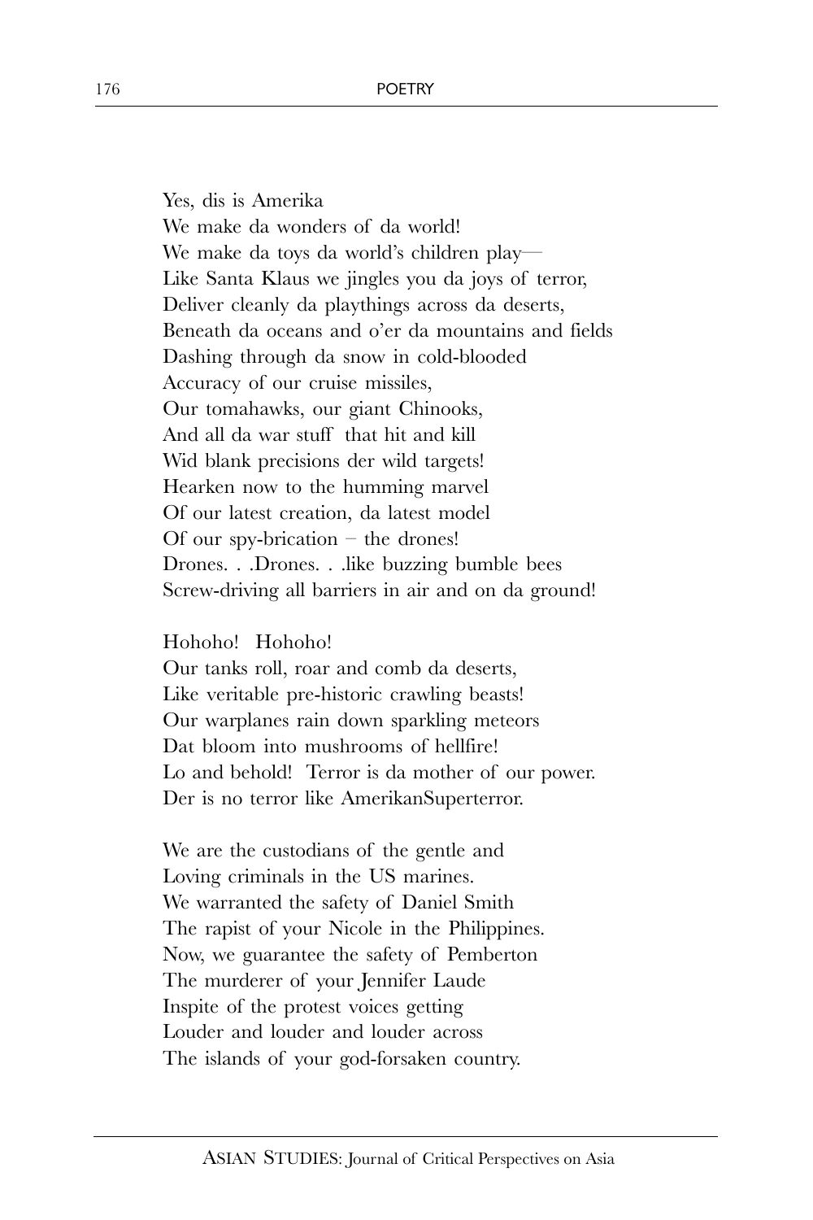Yes, dis is Amerika  
We make da wonders of da world!  
We make da toys da world's children play—  
Like Santa Klaus we jingles you da joys of terror,  
Deliver cleanly da playthings across da deserts,  
Beneath da oceans and o'er da mountains and fields  
Dashing through da snow in cold-blooded  
Accuracy of our cruise missiles,  
Our tomahawks, our giant Chinooks,  
And all da war stuff that hit and kill  
Wid blank precisions der wild targets!  
Hearken now to the humming marvel  
Of our latest creation, da latest model  
Of our spy-brication – the drones!  
Drones. . .Drones. . .like buzzing bumble bees  
Screw-driving all barriers in air and on da ground!

Hohoho! Hohoho!  
Our tanks roll, roar and comb da deserts,  
Like veritable pre-historic crawling beasts!  
Our warplanes rain down sparkling meteors  
Dat bloom into mushrooms of hellfire!  
Lo and behold! Terror is da mother of our power.  
Der is no terror like AmerikanSuperterror.

We are the custodians of the gentle and  
Loving criminals in the US marines.  
We warranted the safety of Daniel Smith  
The rapist of your Nicole in the Philippines.  
Now, we guarantee the safety of Pemberton  
The murderer of your Jennifer Laude  
Inspite of the protest voices getting  
Louder and louder and louder across  
The islands of your god-forsaken country.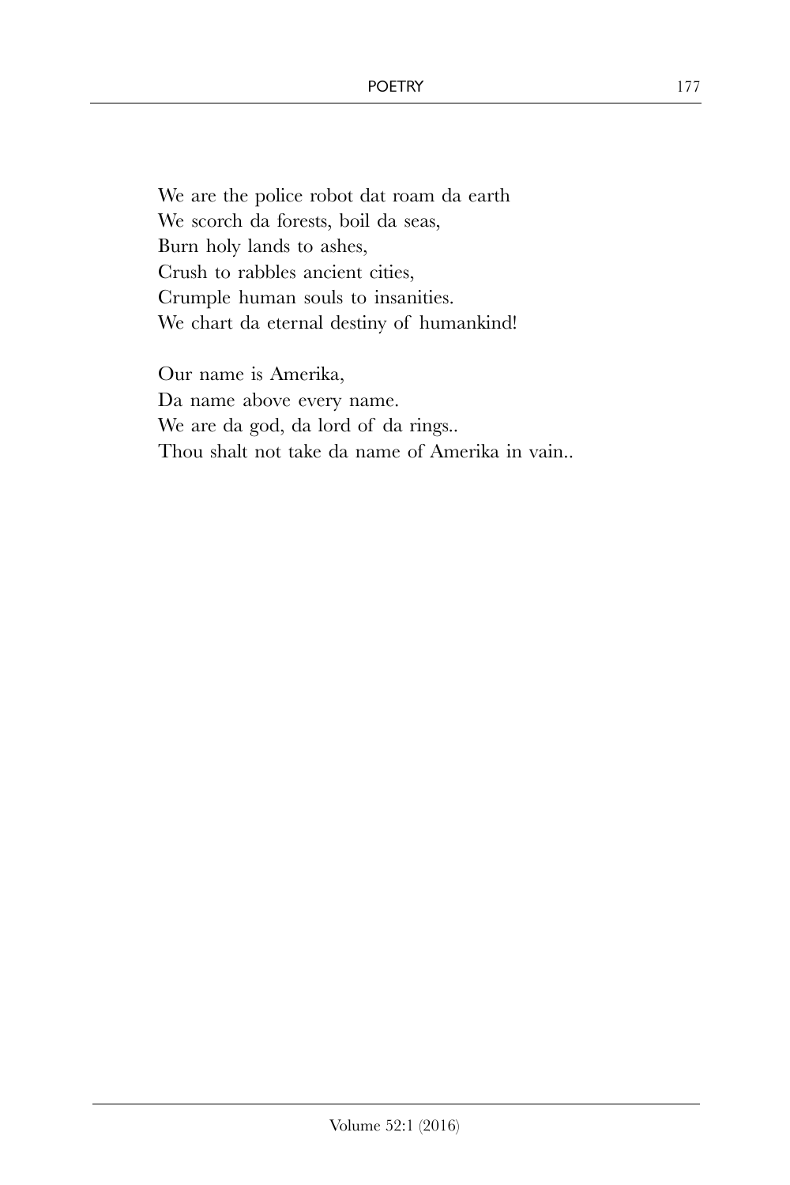We are the police robot dat roam da earth  
We scorch da forests, boil da seas,  
Burn holy lands to ashes,  
Crush to rabbles ancient cities,  
Crumple human souls to insanities.  
We chart da eternal destiny of humankind!

Our name is Amerika,  
Da name above every name.  
We are da god, da lord of da rings..  
Thou shalt not take da name of Amerika in vain..